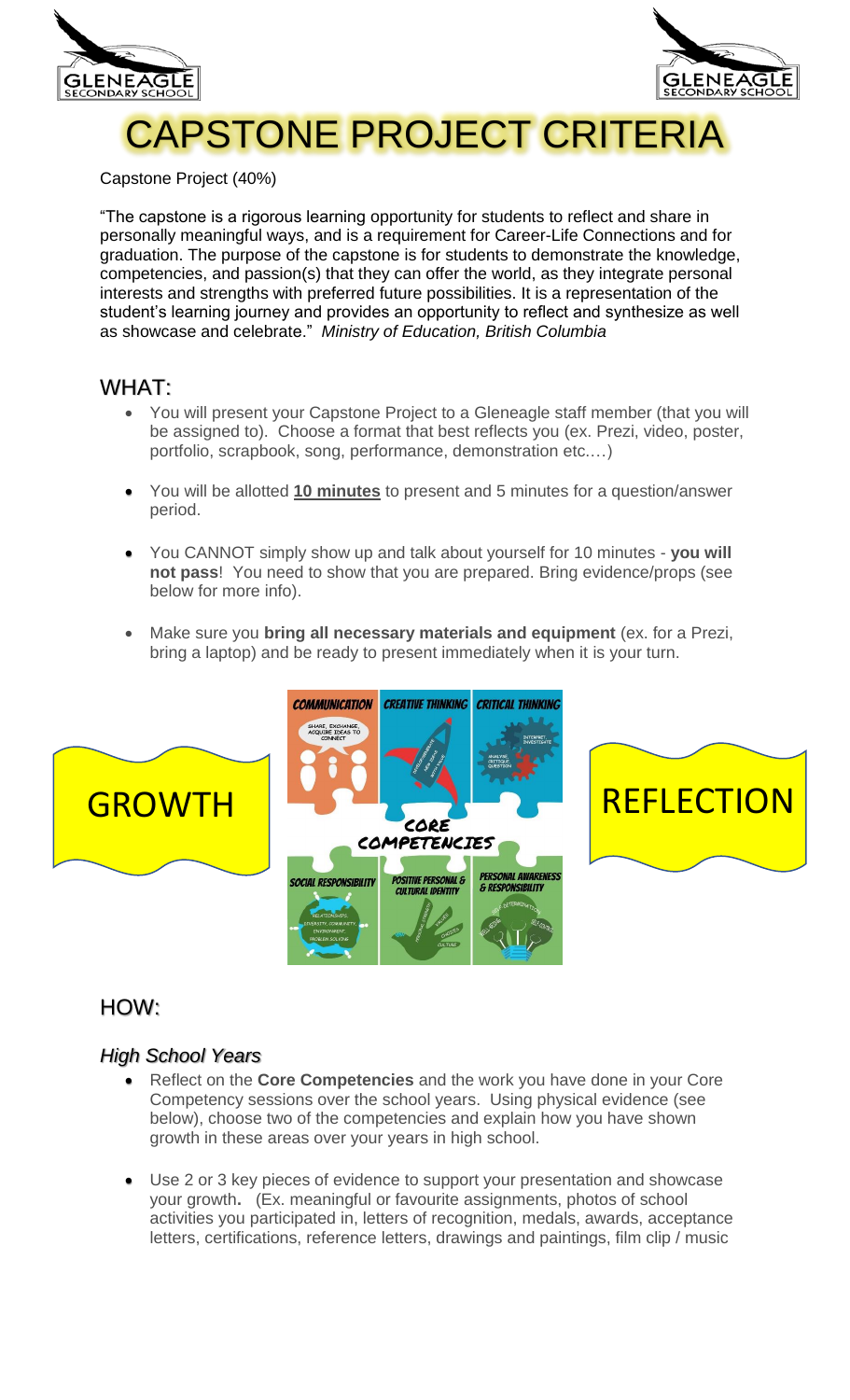# CAPSTONE PROJECT CRITERIA

Capstone Project (40%)

"The capstone is a rigorous learning opportunity for students to reflect and share in personally meaningful ways, and is a requirement for Career-Life Connections and for graduation. The purpose of the capstone is for students to demonstrate the knowledge, competencies, and passion(s) that they can offer the world, as they integrate personal interests and strengths with preferred future possibilities. It is a representation of the student's learning journey and provides an opportunity to reflect and synthesize as well as showcase and celebrate." *Ministry of Education, British Columbia*

## WHAT:

- You will present your Capstone Project to a Gleneagle staff member (that you will be assigned to). Choose a format that best reflects you (ex. Prezi, video, poster, portfolio, scrapbook, song, performance, demonstration etc.…)
- You will be allotted **10 minutes** to present and 5 minutes for a question/answer period.
- You CANNOT simply show up and talk about yourself for 10 minutes - **you will not pass**! You need to show that you are prepared. Bring evidence/props (see below for more info).
- Make sure you **bring all necessary materials and equipment** (ex. for a Prezi, bring a laptop) and be ready to present immediately when it is your turn.

GROWTH

CORE COMPETENCIES

REFLECTION

## HOW:

### *High School Years*

- Reflect on the **Core Competencies** and the work you have done in your Core Competency sessions over the school years. Using physical evidence (see below), choose two of the competencies and explain how you have shown growth in these areas over your years in high school.
- Use 2 or 3 key pieces of evidence to support your presentation and showcase your growth**.** (Ex. meaningful or favourite assignments, photos of school activities you participated in, letters of recognition, medals, awards, acceptance letters, certifications, reference letters, drawings and paintings, film clip / music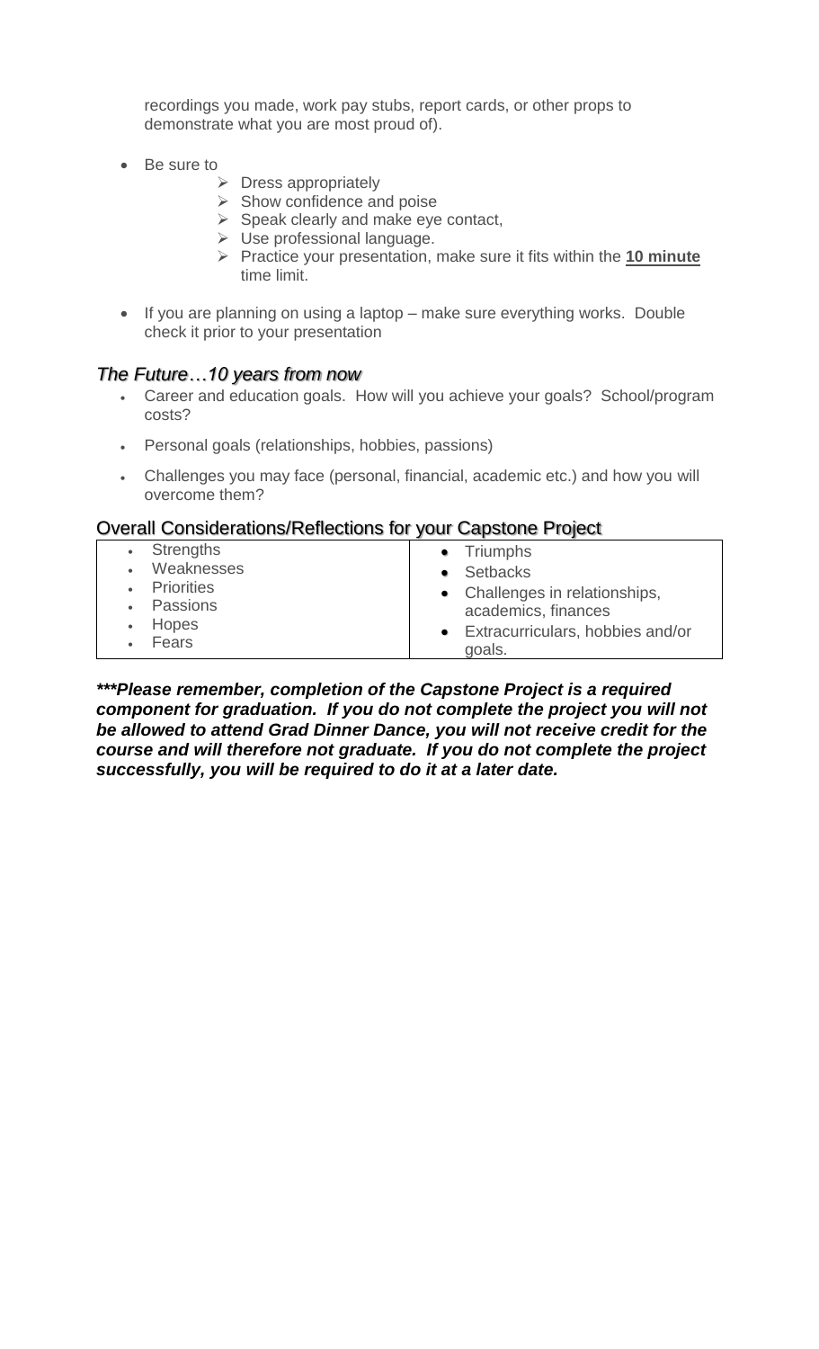recordings you made, work pay stubs, report cards, or other props to demonstrate what you are most proud of).

- Be sure to
  - Dress appropriately
  - Show confidence and poise
  - Speak clearly and make eye contact,
  - Use professional language.
  - Practice your presentation, make sure it fits within the **10 minute** time limit.

- If you are planning on using a laptop – make sure everything works. Double check it prior to your presentation

## *The Future…10 years from now*

- Career and education goals. How will you achieve your goals? School/program costs?
- Personal goals (relationships, hobbies, passions)
- Challenges you may face (personal, financial, academic etc.) and how you will overcome them?

## Overall Considerations/Reflections for your Capstone Project

| | |
|---|---|
| • Strengths<br>• Weaknesses<br>• Priorities<br>• Passions<br>• Hopes<br>• Fears | • Triumphs<br>• Setbacks<br>• Challenges in relationships, academics, finances<br>• Extracurriculars, hobbies and/or goals. |

***\*\*\*Please remember, completion of the Capstone Project is a required component for graduation. If you do not complete the project you will not be allowed to attend Grad Dinner Dance, you will not receive credit for the course and will therefore not graduate. If you do not complete the project successfully, you will be required to do it at a later date.***